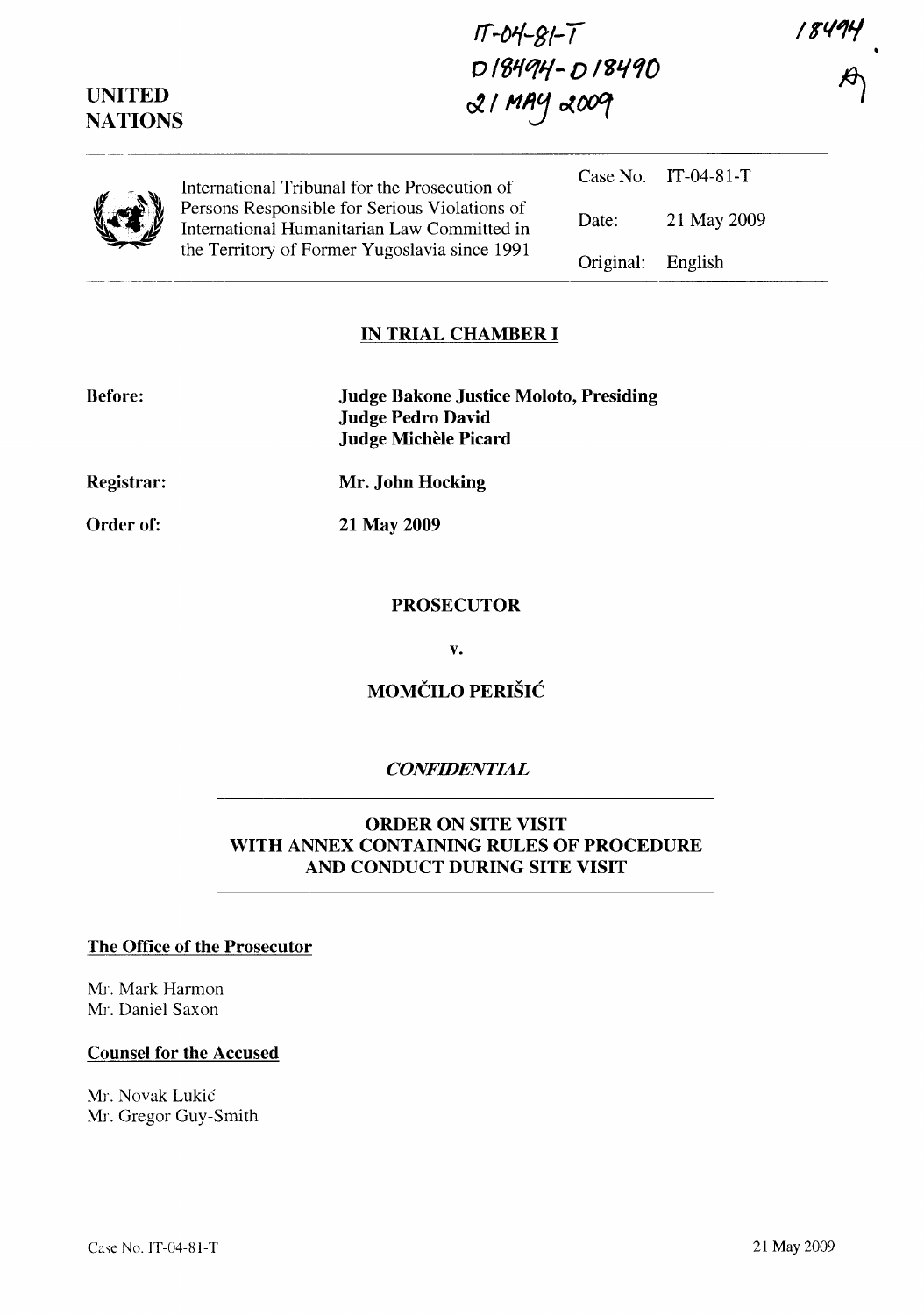IT-04-81-T
D18494-D18490
21 MAY 2009

18494

UNITED NATIONS

International Tribunal for the Prosecution of Persons Responsible for Serious Violations of International Humanitarian Law Committed in the Territory of Former Yugoslavia since 1991

| | |
|---|---|
| Case No. | IT-04-81-T |
| Date: | 21 May 2009 |
| Original: | English |

## IN TRIAL CHAMBER I

**Before:** **Judge Bakone Justice Moloto, Presiding**
**Judge Pedro David**
**Judge Michèle Picard**

**Registrar:** **Mr. John Hocking**

**Order of:** **21 May 2009**

**PROSECUTOR**

**v.**

**MOMČILO PERIŠIĆ**

***CONFIDENTIAL***

**ORDER ON SITE VISIT WITH ANNEX CONTAINING RULES OF PROCEDURE AND CONDUCT DURING SITE VISIT**

**The Office of the Prosecutor**

Mr. Mark Harmon
Mr. Daniel Saxon

**Counsel for the Accused**

Mr. Novak Lukić
Mr. Gregor Guy-Smith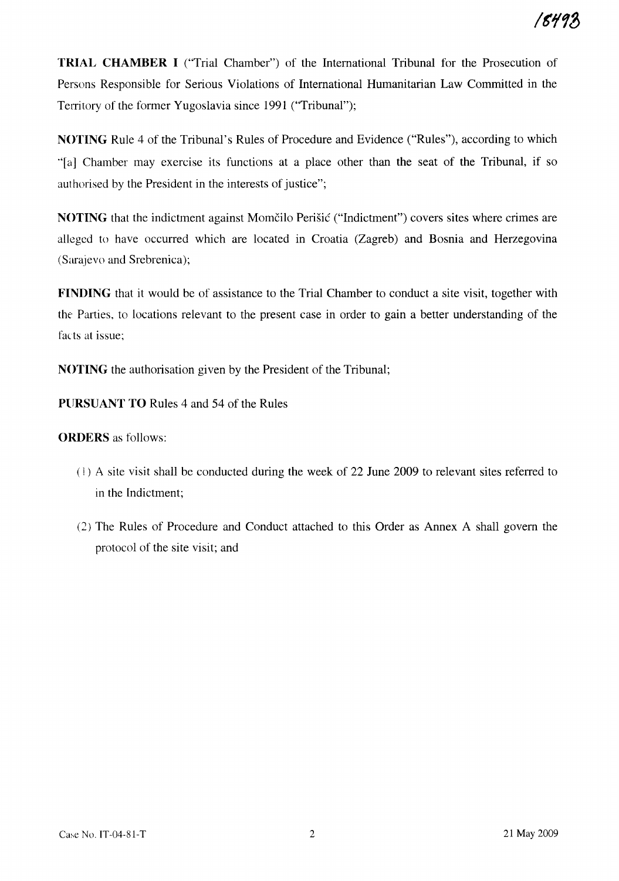**TRIAL CHAMBER I** ("Trial Chamber") of the International Tribunal for the Prosecution of Persons Responsible for Serious Violations of International Humanitarian Law Committed in the Territory of the former Yugoslavia since 1991 ("Tribunal");

**NOTING** Rule 4 of the Tribunal's Rules of Procedure and Evidence ("Rules"), according to which "[a] Chamber may exercise its functions at a place other than the seat of the Tribunal, if so authorised by the President in the interests of justice";

**NOTING** that the indictment against Momčilo Perišić ("Indictment") covers sites where crimes are alleged to have occurred which are located in Croatia (Zagreb) and Bosnia and Herzegovina (Sarajevo and Srebrenica);

**FINDING** that it would be of assistance to the Trial Chamber to conduct a site visit, together with the Parties, to locations relevant to the present case in order to gain a better understanding of the facts at issue;

**NOTING** the authorisation given by the President of the Tribunal;

**PURSUANT TO** Rules 4 and 54 of the Rules

**ORDERS** as follows:

(1) A site visit shall be conducted during the week of 22 June 2009 to relevant sites referred to in the Indictment;

(2) The Rules of Procedure and Conduct attached to this Order as Annex A shall govern the protocol of the site visit; and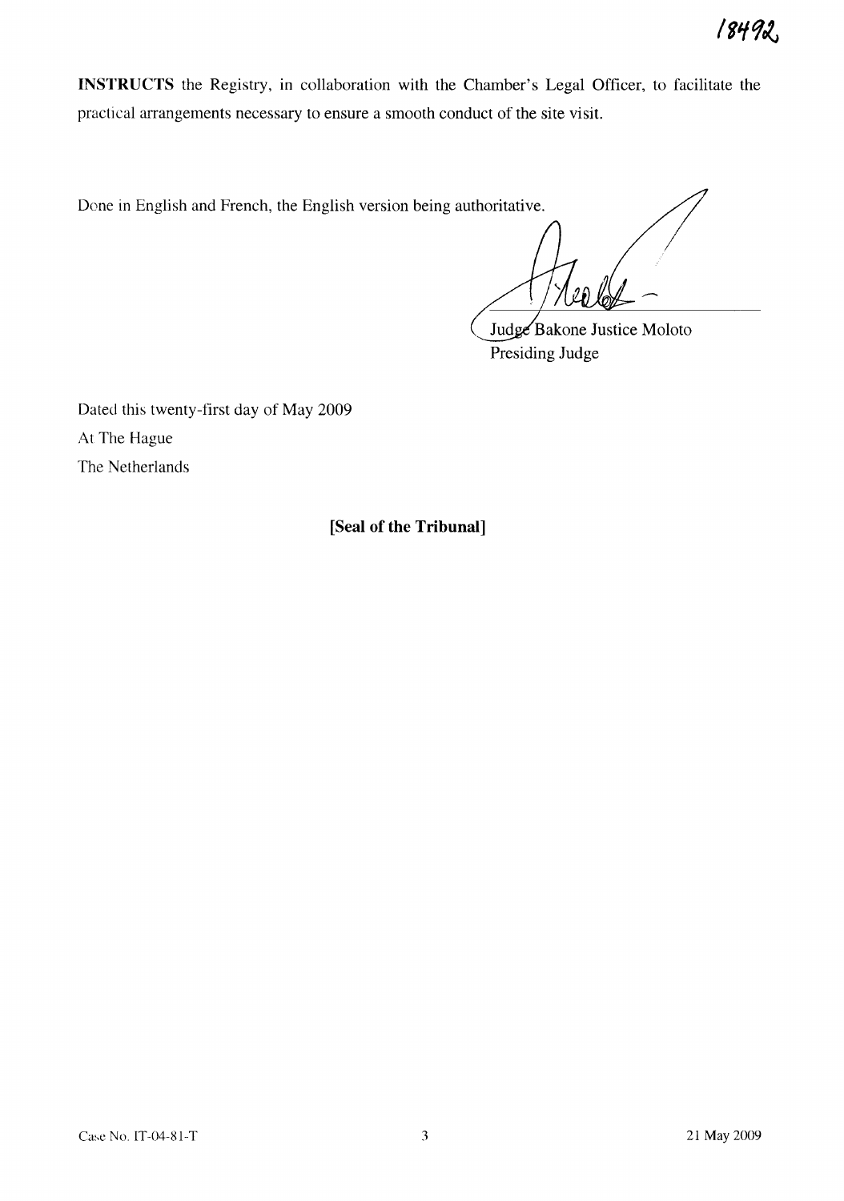**INSTRUCTS** the Registry, in collaboration with the Chamber's Legal Officer, to facilitate the practical arrangements necessary to ensure a smooth conduct of the site visit.

Done in English and French, the English version being authoritative.

Judge Bakone Justice Moloto
Presiding Judge

Dated this twenty-first day of May 2009
At The Hague
The Netherlands

**[Seal of the Tribunal]**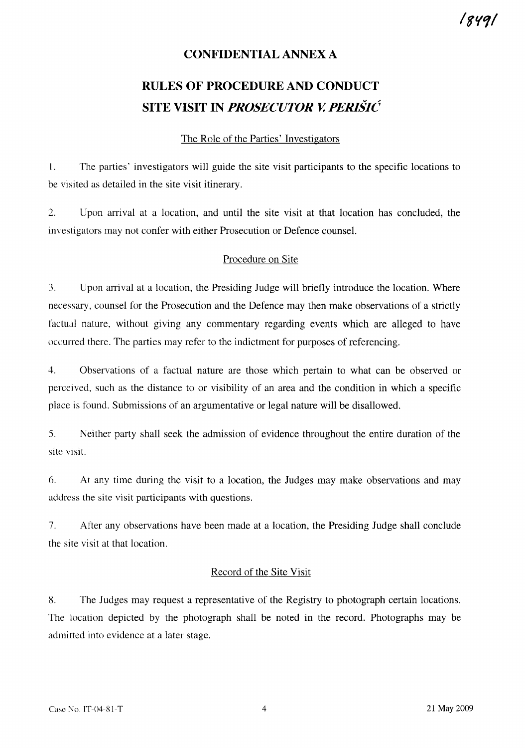# CONFIDENTIAL ANNEX A

# RULES OF PROCEDURE AND CONDUCT SITE VISIT IN *PROSECUTOR V. PERIŠIĆ*

## The Role of the Parties' Investigators

1. The parties' investigators will guide the site visit participants to the specific locations to be visited as detailed in the site visit itinerary.

2. Upon arrival at a location, and until the site visit at that location has concluded, the investigators may not confer with either Prosecution or Defence counsel.

## Procedure on Site

3. Upon arrival at a location, the Presiding Judge will briefly introduce the location. Where necessary, counsel for the Prosecution and the Defence may then make observations of a strictly factual nature, without giving any commentary regarding events which are alleged to have occurred there. The parties may refer to the indictment for purposes of referencing.

4. Observations of a factual nature are those which pertain to what can be observed or perceived, such as the distance to or visibility of an area and the condition in which a specific place is found. Submissions of an argumentative or legal nature will be disallowed.

5. Neither party shall seek the admission of evidence throughout the entire duration of the site visit.

6. At any time during the visit to a location, the Judges may make observations and may address the site visit participants with questions.

7. After any observations have been made at a location, the Presiding Judge shall conclude the site visit at that location.

## Record of the Site Visit

8. The Judges may request a representative of the Registry to photograph certain locations. The location depicted by the photograph shall be noted in the record. Photographs may be admitted into evidence at a later stage.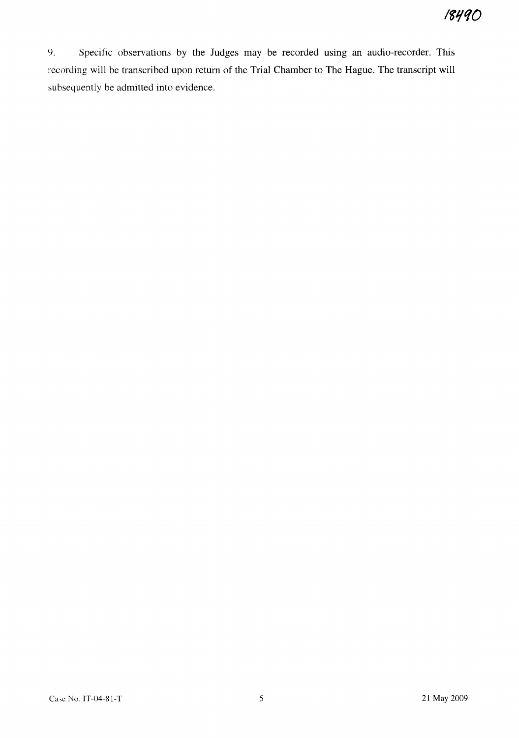9. Specific observations by the Judges may be recorded using an audio-recorder. This recording will be transcribed upon return of the Trial Chamber to The Hague. The transcript will subsequently be admitted into evidence.